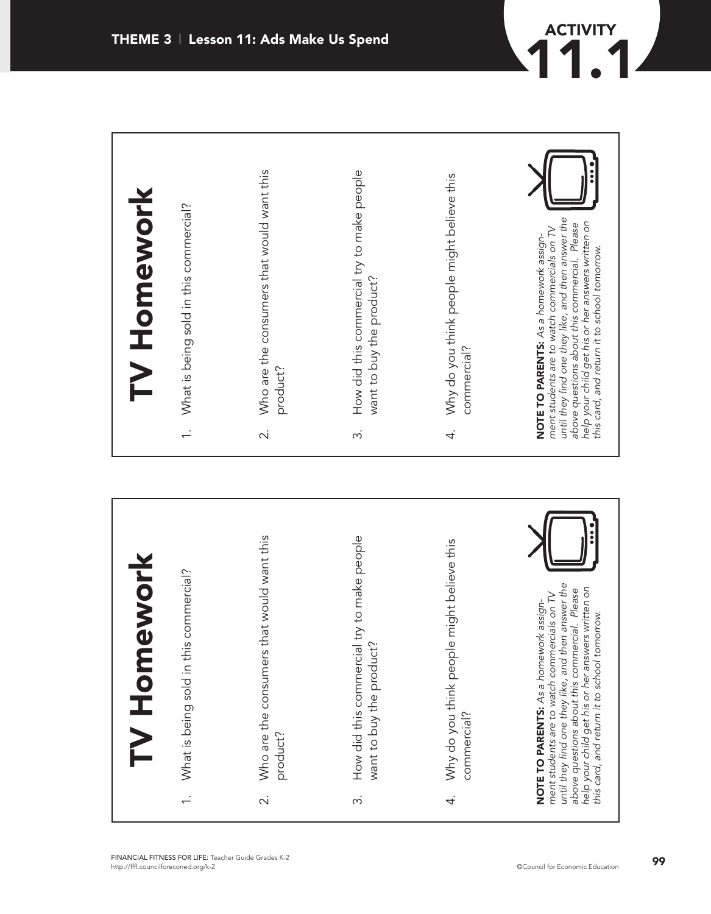# THEME 3 | Lesson 11: Ads Make Us Spend

## ACTIVITY 11.1

## TV Homework

1. What is being sold in this commercial?

2. Who are the consumers that would want this product?

3. How did this commercial try to make people want to buy the product?

4. Why do you think people might believe this commercial?

**NOTE TO PARENTS:** *As a homework assignment students are to watch commercials on TV until they find one they like, and then answer the above questions about this commercial. Please help your child get his or her answers written on this card, and return it to school tomorrow.*

## TV Homework

1. What is being sold in this commercial?

2. Who are the consumers that would want this product?

3. How did this commercial try to make people want to buy the product?

4. Why do you think people might believe this commercial?

**NOTE TO PARENTS:** *As a homework assignment students are to watch commercials on TV until they find one they like, and then answer the above questions about this commercial. Please help your child get his or her answers written on this card, and return it to school tomorrow.*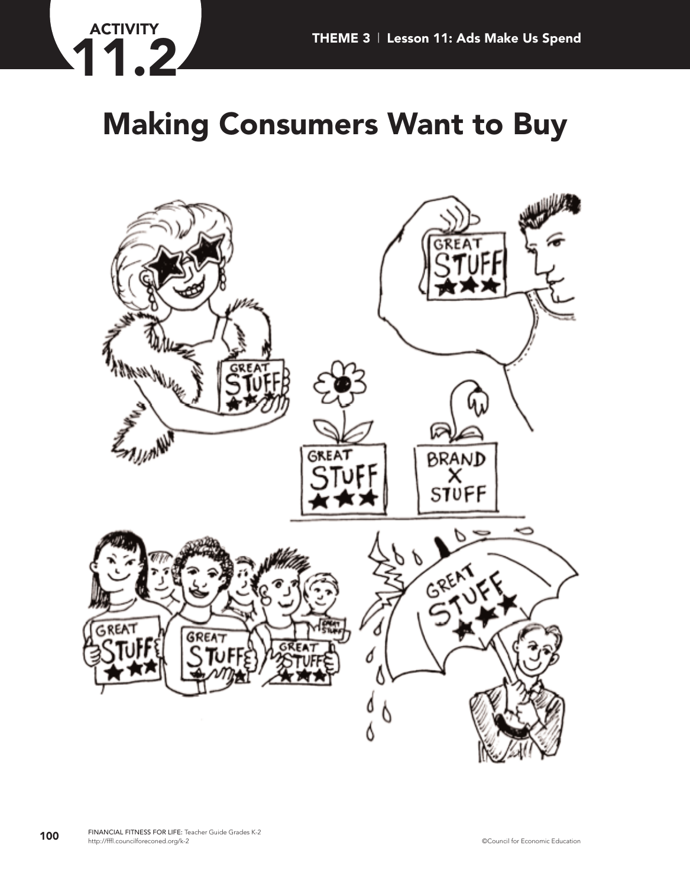ACTIVITY 11.2

# Making Consumers Want to Buy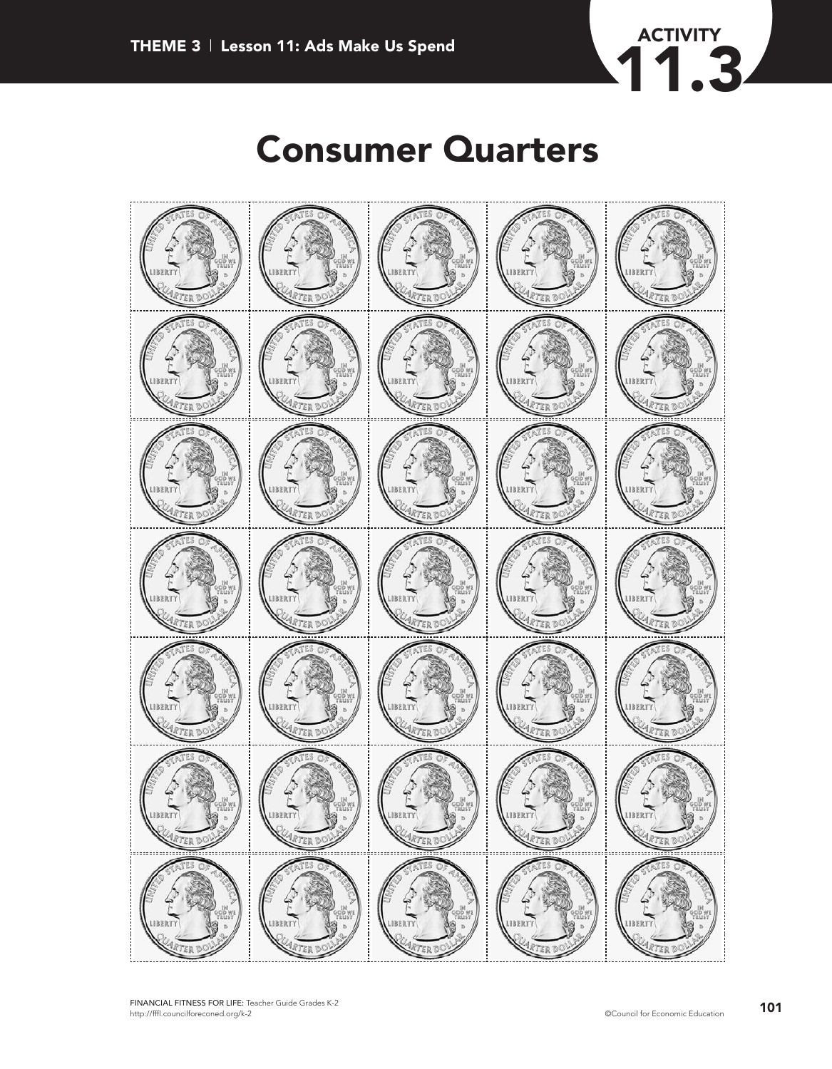ACTIVITY 11.3

# Consumer Quarters